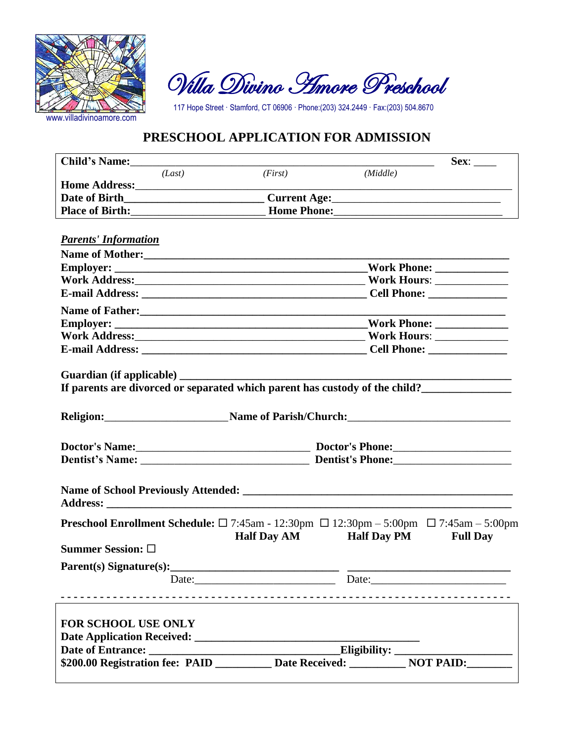Villa Divino Amore Preschool

117 Hope Street · Stamford, CT 06906 · Phone:(203) 324.2449 · Fax:(203) 504.8670

www.villadivinoamore.com

# PRESCHOOL APPLICATION FOR ADMISSION

**Child's Name:**\_\_\_\_\_\_\_\_\_\_\_\_\_\_\_\_\_\_\_\_\_\_\_\_\_\_\_\_\_\_\_\_\_\_\_\_\_\_\_\_\_\_\_\_ **Sex**: \_\_\_\_

*(Last)* *(First)* *(Middle)*

**Home Address:**\_\_\_\_\_\_\_\_\_\_\_\_\_\_\_\_\_\_\_\_\_\_\_\_\_\_\_\_\_\_\_\_\_\_\_\_\_\_\_\_\_\_\_\_\_\_\_\_\_\_\_\_\_\_

**Date of Birth**\_\_\_\_\_\_\_\_\_\_\_\_\_\_\_\_\_\_\_\_ **Current Age:**\_\_\_\_\_\_\_\_\_\_\_\_\_\_\_\_\_\_\_\_\_\_\_\_

**Place of Birth:**\_\_\_\_\_\_\_\_\_\_\_\_\_\_\_\_\_\_\_\_ **Home Phone:**\_\_\_\_\_\_\_\_\_\_\_\_\_\_\_\_\_\_\_\_\_\_\_\_

***Parents' Information***

**Name of Mother:**\_\_\_\_\_\_\_\_\_\_\_\_\_\_\_\_\_\_\_\_\_\_\_\_\_\_\_\_\_\_\_\_\_\_\_\_\_\_\_\_\_\_\_\_\_\_\_\_\_\_\_\_

**Employer:** \_\_\_\_\_\_\_\_\_\_\_\_\_\_\_\_\_\_\_\_\_\_\_\_\_\_\_\_\_\_\_\_\_\_\_\_\_\_**Work Phone:** \_\_\_\_\_\_\_\_\_\_

**Work Address:**\_\_\_\_\_\_\_\_\_\_\_\_\_\_\_\_\_\_\_\_\_\_\_\_\_\_\_\_\_\_\_\_\_\_\_\_ **Work Hours**: \_\_\_\_\_\_\_\_\_\_

**E-mail Address:** \_\_\_\_\_\_\_\_\_\_\_\_\_\_\_\_\_\_\_\_\_\_\_\_\_\_\_\_\_\_\_\_\_\_ **Cell Phone:** \_\_\_\_\_\_\_\_\_\_\_

**Name of Father:**\_\_\_\_\_\_\_\_\_\_\_\_\_\_\_\_\_\_\_\_\_\_\_\_\_\_\_\_\_\_\_\_\_\_\_\_\_\_\_\_\_\_\_\_\_\_\_\_\_\_\_

**Employer:** \_\_\_\_\_\_\_\_\_\_\_\_\_\_\_\_\_\_\_\_\_\_\_\_\_\_\_\_\_\_\_\_\_\_\_\_\_\_**Work Phone:** \_\_\_\_\_\_\_\_\_\_

**Work Address:**\_\_\_\_\_\_\_\_\_\_\_\_\_\_\_\_\_\_\_\_\_\_\_\_\_\_\_\_\_\_\_\_\_\_\_\_ **Work Hours**: \_\_\_\_\_\_\_\_\_\_

**E-mail Address:** \_\_\_\_\_\_\_\_\_\_\_\_\_\_\_\_\_\_\_\_\_\_\_\_\_\_\_\_\_\_\_\_\_\_ **Cell Phone:** \_\_\_\_\_\_\_\_\_\_\_

**Guardian (if applicable)** \_\_\_\_\_\_\_\_\_\_\_\_\_\_\_\_\_\_\_\_\_\_\_\_\_\_\_\_\_\_\_\_\_\_\_\_\_\_\_\_\_\_\_\_\_\_\_

**If parents are divorced or separated which parent has custody of the child?**\_\_\_\_\_\_\_\_\_\_\_\_

**Religion:**\_\_\_\_\_\_\_\_\_\_\_\_\_\_\_\_\_\_**Name of Parish/Church:**\_\_\_\_\_\_\_\_\_\_\_\_\_\_\_\_\_\_\_\_\_\_\_\_

**Doctor's Name:**\_\_\_\_\_\_\_\_\_\_\_\_\_\_\_\_\_\_\_\_\_\_\_\_\_\_ **Doctor's Phone:**\_\_\_\_\_\_\_\_\_\_\_\_\_\_\_\_\_\_

**Dentist's Name:** \_\_\_\_\_\_\_\_\_\_\_\_\_\_\_\_\_\_\_\_\_\_\_\_\_\_ **Dentist's Phone:**\_\_\_\_\_\_\_\_\_\_\_\_\_\_\_\_\_\_

**Name of School Previously Attended:** \_\_\_\_\_\_\_\_\_\_\_\_\_\_\_\_\_\_\_\_\_\_\_\_\_\_\_\_\_\_\_\_\_\_\_\_\_\_\_\_

**Address:** \_\_\_\_\_\_\_\_\_\_\_\_\_\_\_\_\_\_\_\_\_\_\_\_\_\_\_\_\_\_\_\_\_\_\_\_\_\_\_\_\_\_\_\_\_\_\_\_\_\_\_\_\_\_\_\_\_\_\_\_

**Preschool Enrollment Schedule:** ☐ 7:45am - 12:30pm **Half Day AM** ☐ 12:30pm – 5:00pm **Half Day PM** ☐ 7:45am – 5:00pm **Full Day**

**Summer Session:** ☐

**Parent(s) Signature(s):**\_\_\_\_\_\_\_\_\_\_\_\_\_\_\_\_\_\_\_\_\_\_\_\_\_\_ \_\_\_\_\_\_\_\_\_\_\_\_\_\_\_\_\_\_\_\_\_\_\_\_\_\_

Date:\_\_\_\_\_\_\_\_\_\_\_\_\_\_\_\_\_\_\_\_\_\_ Date:\_\_\_\_\_\_\_\_\_\_\_\_\_\_\_\_\_\_\_\_\_\_

- - - - - - - - - - - - - - - - - - - - - - - - - - - - - - - - - - - - - - - - - - - - - - - - - - - - - - - - - - - - - - - -

**FOR SCHOOL USE ONLY**

**Date Application Received:** \_\_\_\_\_\_\_\_\_\_\_\_\_\_\_\_\_\_\_\_\_\_\_\_\_\_\_\_\_\_\_\_\_\_

**Date of Entrance:** \_\_\_\_\_\_\_\_\_\_\_\_\_\_\_\_\_\_\_\_\_\_\_\_\_\_\_\_\_\_**Eligibility:** \_\_\_\_\_\_\_\_\_\_\_\_\_\_\_\_\_\_

**$200.00 Registration fee: PAID** \_\_\_\_\_\_\_\_\_ **Date Received:** \_\_\_\_\_\_\_\_\_ **NOT PAID:**\_\_\_\_\_\_\_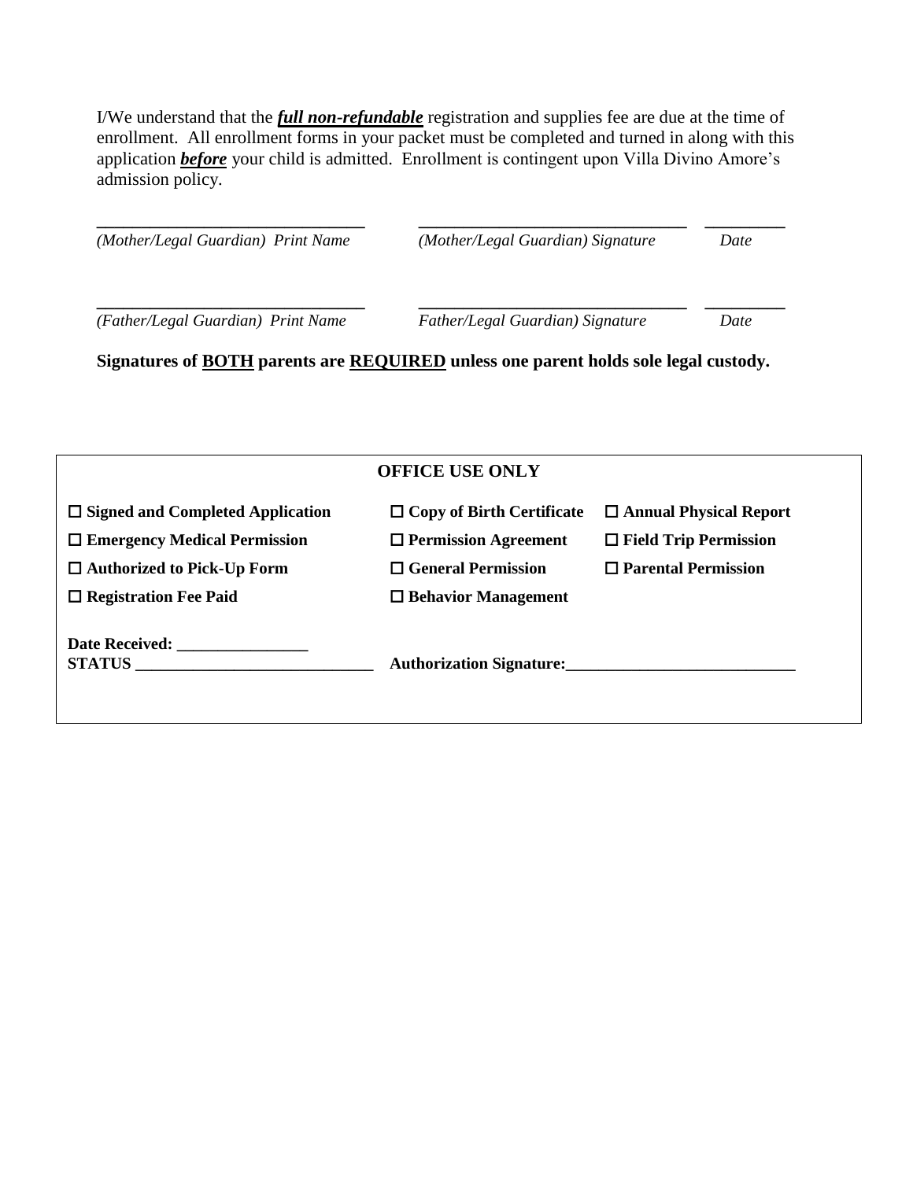I/We understand that the ***full non-refundable*** registration and supplies fee are due at the time of enrollment. All enrollment forms in your packet must be completed and turned in along with this application ***before*** your child is admitted. Enrollment is contingent upon Villa Divino Amore's admission policy.

| | | |
|---|---|---|
| ______________________________ | ______________________________ | _________ |
| *(Mother/Legal Guardian) Print Name* | *(Mother/Legal Guardian) Signature* | *Date* |
| ______________________________ | ______________________________ | _________ |
| *(Father/Legal Guardian) Print Name* | *Father/Legal Guardian) Signature* | *Date* |

**Signatures of BOTH parents are REQUIRED unless one parent holds sole legal custody.**

**OFFICE USE ONLY**

| | | |
|---|---|---|
| ☐ **Signed and Completed Application** | ☐ **Copy of Birth Certificate** | ☐ **Annual Physical Report** |
| ☐ **Emergency Medical Permission** | ☐ **Permission Agreement** | ☐ **Field Trip Permission** |
| ☐ **Authorized to Pick-Up Form** | ☐ **General Permission** | ☐ **Parental Permission** |
| ☐ **Registration Fee Paid** | ☐ **Behavior Management** | |

**Date Received:** ________________

**STATUS** ____________________________ **Authorization Signature:**___________________________